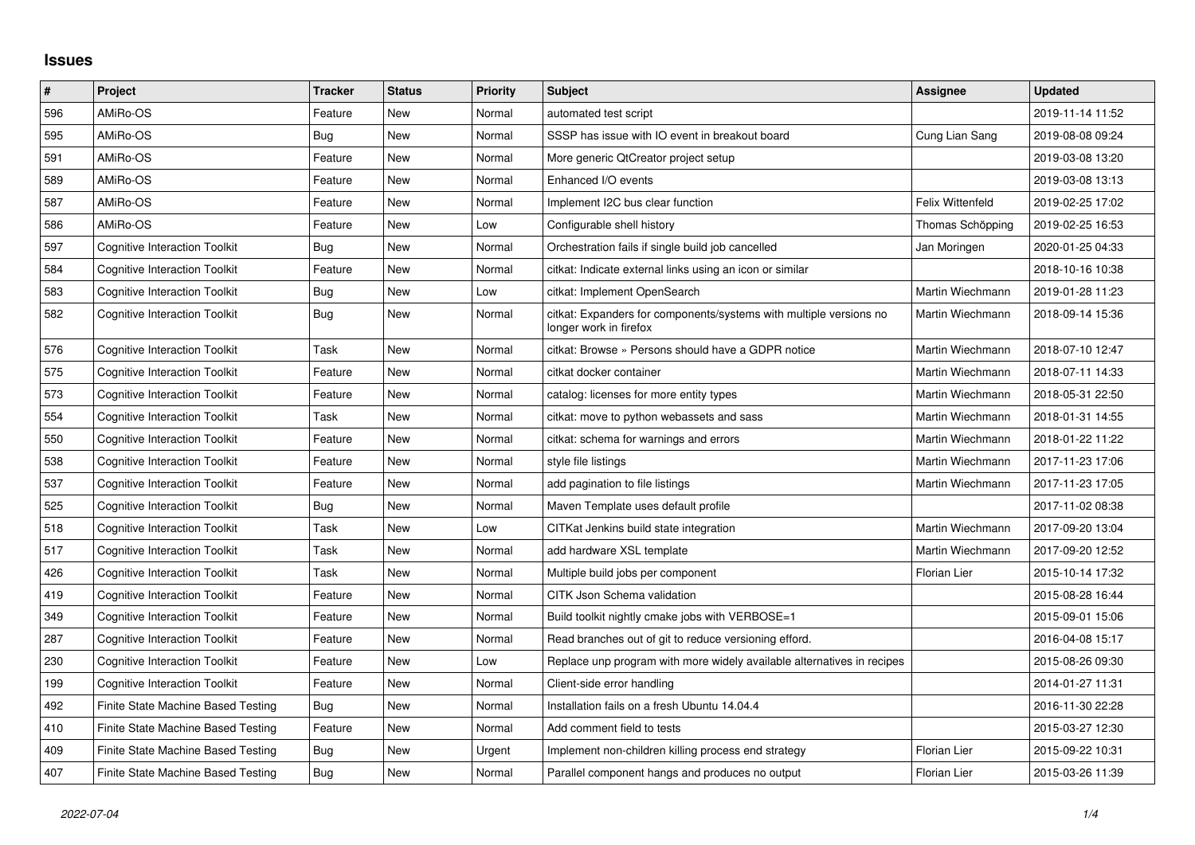# Issues

| # | Project | Tracker | Status | Priority | Subject | Assignee | Updated |
|---|---|---|---|---|---|---|---|
| 596 | AMiRo-OS | Feature | New | Normal | automated test script | | 2019-11-14 11:52 |
| 595 | AMiRo-OS | Bug | New | Normal | SSSP has issue with IO event in breakout board | Cung Lian Sang | 2019-08-08 09:24 |
| 591 | AMiRo-OS | Feature | New | Normal | More generic QtCreator project setup | | 2019-03-08 13:20 |
| 589 | AMiRo-OS | Feature | New | Normal | Enhanced I/O events | | 2019-03-08 13:13 |
| 587 | AMiRo-OS | Feature | New | Normal | Implement I2C bus clear function | Felix Wittenfeld | 2019-02-25 17:02 |
| 586 | AMiRo-OS | Feature | New | Low | Configurable shell history | Thomas Schöpping | 2019-02-25 16:53 |
| 597 | Cognitive Interaction Toolkit | Bug | New | Normal | Orchestration fails if single build job cancelled | Jan Moringen | 2020-01-25 04:33 |
| 584 | Cognitive Interaction Toolkit | Feature | New | Normal | citkat: Indicate external links using an icon or similar | | 2018-10-16 10:38 |
| 583 | Cognitive Interaction Toolkit | Bug | New | Low | citkat: Implement OpenSearch | Martin Wiechmann | 2019-01-28 11:23 |
| 582 | Cognitive Interaction Toolkit | Bug | New | Normal | citkat: Expanders for components/systems with multiple versions no longer work in firefox | Martin Wiechmann | 2018-09-14 15:36 |
| 576 | Cognitive Interaction Toolkit | Task | New | Normal | citkat: Browse » Persons should have a GDPR notice | Martin Wiechmann | 2018-07-10 12:47 |
| 575 | Cognitive Interaction Toolkit | Feature | New | Normal | citkat docker container | Martin Wiechmann | 2018-07-11 14:33 |
| 573 | Cognitive Interaction Toolkit | Feature | New | Normal | catalog: licenses for more entity types | Martin Wiechmann | 2018-05-31 22:50 |
| 554 | Cognitive Interaction Toolkit | Task | New | Normal | citkat: move to python webassets and sass | Martin Wiechmann | 2018-01-31 14:55 |
| 550 | Cognitive Interaction Toolkit | Feature | New | Normal | citkat: schema for warnings and errors | Martin Wiechmann | 2018-01-22 11:22 |
| 538 | Cognitive Interaction Toolkit | Feature | New | Normal | style file listings | Martin Wiechmann | 2017-11-23 17:06 |
| 537 | Cognitive Interaction Toolkit | Feature | New | Normal | add pagination to file listings | Martin Wiechmann | 2017-11-23 17:05 |
| 525 | Cognitive Interaction Toolkit | Bug | New | Normal | Maven Template uses default profile | | 2017-11-02 08:38 |
| 518 | Cognitive Interaction Toolkit | Task | New | Low | CITKat Jenkins build state integration | Martin Wiechmann | 2017-09-20 13:04 |
| 517 | Cognitive Interaction Toolkit | Task | New | Normal | add hardware XSL template | Martin Wiechmann | 2017-09-20 12:52 |
| 426 | Cognitive Interaction Toolkit | Task | New | Normal | Multiple build jobs per component | Florian Lier | 2015-10-14 17:32 |
| 419 | Cognitive Interaction Toolkit | Feature | New | Normal | CITK Json Schema validation | | 2015-08-28 16:44 |
| 349 | Cognitive Interaction Toolkit | Feature | New | Normal | Build toolkit nightly cmake jobs with VERBOSE=1 | | 2015-09-01 15:06 |
| 287 | Cognitive Interaction Toolkit | Feature | New | Normal | Read branches out of git to reduce versioning efford. | | 2016-04-08 15:17 |
| 230 | Cognitive Interaction Toolkit | Feature | New | Low | Replace unp program with more widely available alternatives in recipes | | 2015-08-26 09:30 |
| 199 | Cognitive Interaction Toolkit | Feature | New | Normal | Client-side error handling | | 2014-01-27 11:31 |
| 492 | Finite State Machine Based Testing | Bug | New | Normal | Installation fails on a fresh Ubuntu 14.04.4 | | 2016-11-30 22:28 |
| 410 | Finite State Machine Based Testing | Feature | New | Normal | Add comment field to tests | | 2015-03-27 12:30 |
| 409 | Finite State Machine Based Testing | Bug | New | Urgent | Implement non-children killing process end strategy | Florian Lier | 2015-09-22 10:31 |
| 407 | Finite State Machine Based Testing | Bug | New | Normal | Parallel component hangs and produces no output | Florian Lier | 2015-03-26 11:39 |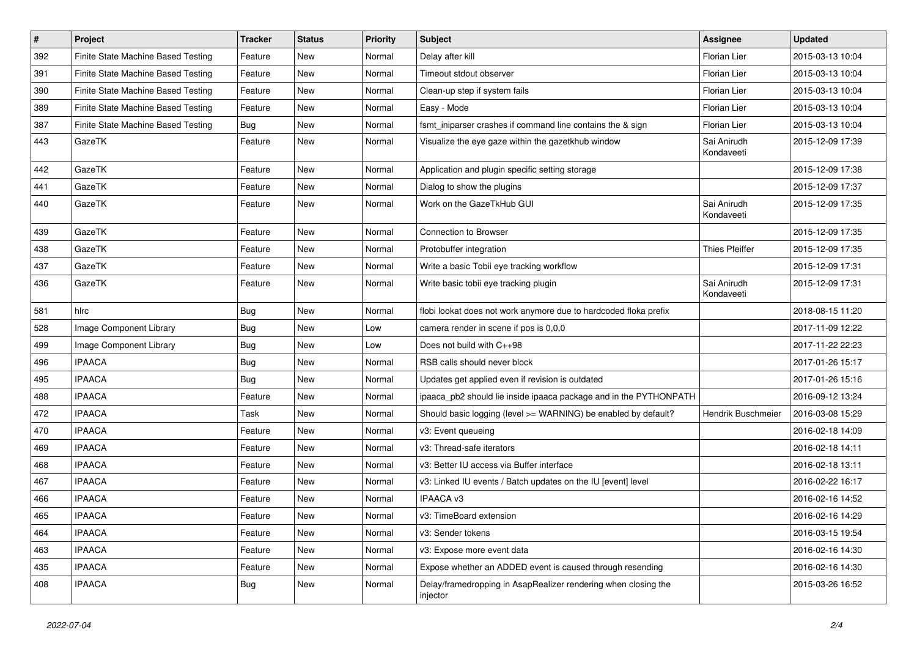| # | Project | Tracker | Status | Priority | Subject | Assignee | Updated |
|---|---|---|---|---|---|---|---|
| 392 | Finite State Machine Based Testing | Feature | New | Normal | Delay after kill | Florian Lier | 2015-03-13 10:04 |
| 391 | Finite State Machine Based Testing | Feature | New | Normal | Timeout stdout observer | Florian Lier | 2015-03-13 10:04 |
| 390 | Finite State Machine Based Testing | Feature | New | Normal | Clean-up step if system fails | Florian Lier | 2015-03-13 10:04 |
| 389 | Finite State Machine Based Testing | Feature | New | Normal | Easy - Mode | Florian Lier | 2015-03-13 10:04 |
| 387 | Finite State Machine Based Testing | Bug | New | Normal | fsmt_iniparser crashes if command line contains the & sign | Florian Lier | 2015-03-13 10:04 |
| 443 | GazeTK | Feature | New | Normal | Visualize the eye gaze within the gazetkhub window | Sai Anirudh Kondaveeti | 2015-12-09 17:39 |
| 442 | GazeTK | Feature | New | Normal | Application and plugin specific setting storage | | 2015-12-09 17:38 |
| 441 | GazeTK | Feature | New | Normal | Dialog to show the plugins | | 2015-12-09 17:37 |
| 440 | GazeTK | Feature | New | Normal | Work on the GazeTkHub GUI | Sai Anirudh Kondaveeti | 2015-12-09 17:35 |
| 439 | GazeTK | Feature | New | Normal | Connection to Browser | | 2015-12-09 17:35 |
| 438 | GazeTK | Feature | New | Normal | Protobuffer integration | Thies Pfeiffer | 2015-12-09 17:35 |
| 437 | GazeTK | Feature | New | Normal | Write a basic Tobii eye tracking workflow | | 2015-12-09 17:31 |
| 436 | GazeTK | Feature | New | Normal | Write basic tobii eye tracking plugin | Sai Anirudh Kondaveeti | 2015-12-09 17:31 |
| 581 | hlrc | Bug | New | Normal | flobi lookat does not work anymore due to hardcoded floka prefix | | 2018-08-15 11:20 |
| 528 | Image Component Library | Bug | New | Low | camera render in scene if pos is 0,0,0 | | 2017-11-09 12:22 |
| 499 | Image Component Library | Bug | New | Low | Does not build with C++98 | | 2017-11-22 22:23 |
| 496 | IPAACA | Bug | New | Normal | RSB calls should never block | | 2017-01-26 15:17 |
| 495 | IPAACA | Bug | New | Normal | Updates get applied even if revision is outdated | | 2017-01-26 15:16 |
| 488 | IPAACA | Feature | New | Normal | ipaaca_pb2 should lie inside ipaaca package and in the PYTHONPATH | | 2016-09-12 13:24 |
| 472 | IPAACA | Task | New | Normal | Should basic logging (level >= WARNING) be enabled by default? | Hendrik Buschmeier | 2016-03-08 15:29 |
| 470 | IPAACA | Feature | New | Normal | v3: Event queueing | | 2016-02-18 14:09 |
| 469 | IPAACA | Feature | New | Normal | v3: Thread-safe iterators | | 2016-02-18 14:11 |
| 468 | IPAACA | Feature | New | Normal | v3: Better IU access via Buffer interface | | 2016-02-18 13:11 |
| 467 | IPAACA | Feature | New | Normal | v3: Linked IU events / Batch updates on the IU [event] level | | 2016-02-22 16:17 |
| 466 | IPAACA | Feature | New | Normal | IPAACA v3 | | 2016-02-16 14:52 |
| 465 | IPAACA | Feature | New | Normal | v3: TimeBoard extension | | 2016-02-16 14:29 |
| 464 | IPAACA | Feature | New | Normal | v3: Sender tokens | | 2016-03-15 19:54 |
| 463 | IPAACA | Feature | New | Normal | v3: Expose more event data | | 2016-02-16 14:30 |
| 435 | IPAACA | Feature | New | Normal | Expose whether an ADDED event is caused through resending | | 2016-02-16 14:30 |
| 408 | IPAACA | Bug | New | Normal | Delay/framedropping in AsapRealizer rendering when closing the injector | | 2015-03-26 16:52 |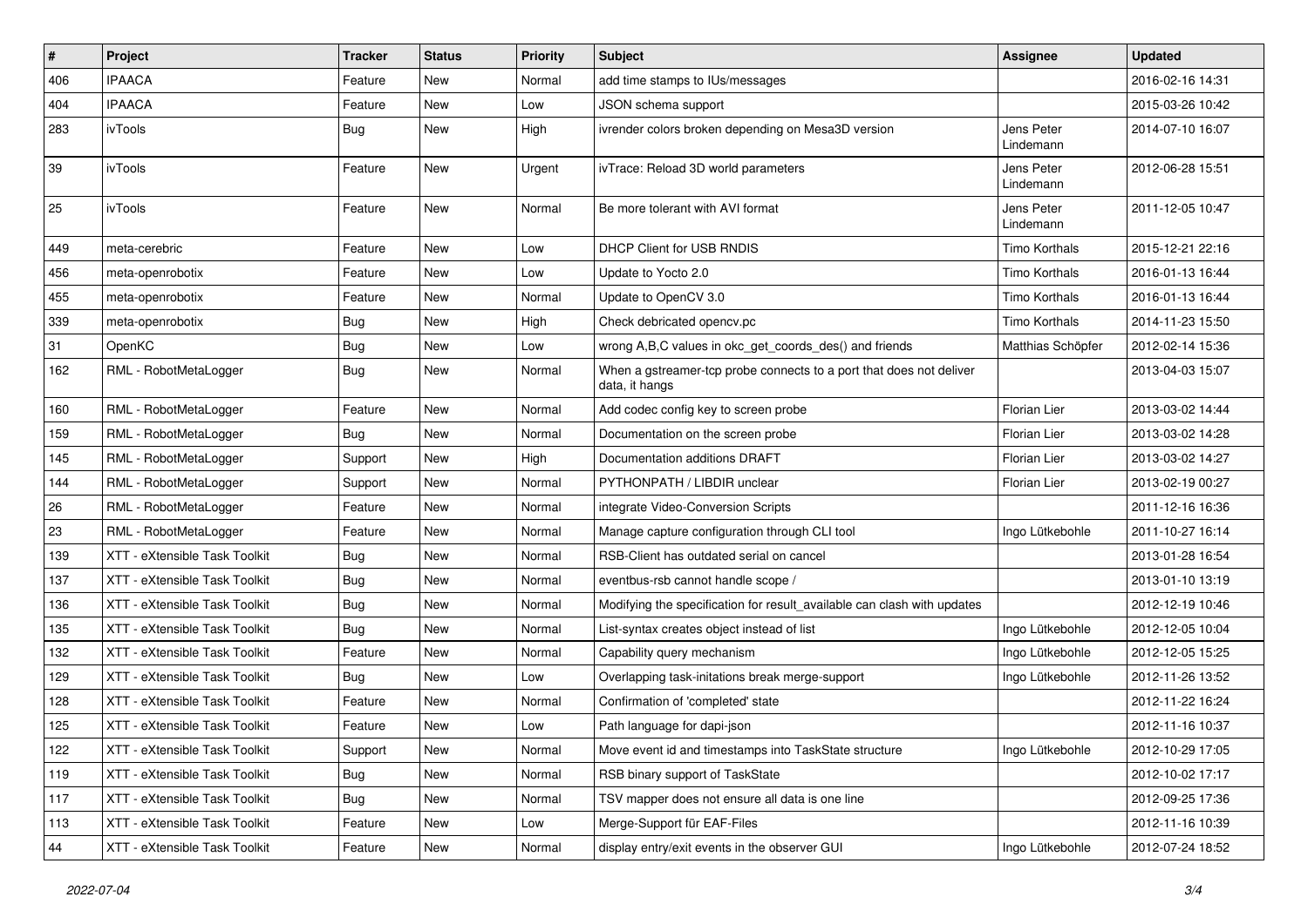| # | Project | Tracker | Status | Priority | Subject | Assignee | Updated |
|---|---|---|---|---|---|---|---|
| 406 | IPAACA | Feature | New | Normal | add time stamps to IUs/messages | | 2016-02-16 14:31 |
| 404 | IPAACA | Feature | New | Low | JSON schema support | | 2015-03-26 10:42 |
| 283 | ivTools | Bug | New | High | ivrender colors broken depending on Mesa3D version | Jens Peter Lindemann | 2014-07-10 16:07 |
| 39 | ivTools | Feature | New | Urgent | ivTrace: Reload 3D world parameters | Jens Peter Lindemann | 2012-06-28 15:51 |
| 25 | ivTools | Feature | New | Normal | Be more tolerant with AVI format | Jens Peter Lindemann | 2011-12-05 10:47 |
| 449 | meta-cerebric | Feature | New | Low | DHCP Client for USB RNDIS | Timo Korthals | 2015-12-21 22:16 |
| 456 | meta-openrobotix | Feature | New | Low | Update to Yocto 2.0 | Timo Korthals | 2016-01-13 16:44 |
| 455 | meta-openrobotix | Feature | New | Normal | Update to OpenCV 3.0 | Timo Korthals | 2016-01-13 16:44 |
| 339 | meta-openrobotix | Bug | New | High | Check debricated opencv.pc | Timo Korthals | 2014-11-23 15:50 |
| 31 | OpenKC | Bug | New | Low | wrong A,B,C values in okc_get_coords_des() and friends | Matthias Schöpfer | 2012-02-14 15:36 |
| 162 | RML - RobotMetaLogger | Bug | New | Normal | When a gstreamer-tcp probe connects to a port that does not deliver data, it hangs | | 2013-04-03 15:07 |
| 160 | RML - RobotMetaLogger | Feature | New | Normal | Add codec config key to screen probe | Florian Lier | 2013-03-02 14:44 |
| 159 | RML - RobotMetaLogger | Bug | New | Normal | Documentation on the screen probe | Florian Lier | 2013-03-02 14:28 |
| 145 | RML - RobotMetaLogger | Support | New | High | Documentation additions DRAFT | Florian Lier | 2013-03-02 14:27 |
| 144 | RML - RobotMetaLogger | Support | New | Normal | PYTHONPATH / LIBDIR unclear | Florian Lier | 2013-02-19 00:27 |
| 26 | RML - RobotMetaLogger | Feature | New | Normal | integrate Video-Conversion Scripts | | 2011-12-16 16:36 |
| 23 | RML - RobotMetaLogger | Feature | New | Normal | Manage capture configuration through CLI tool | Ingo Lütkebohle | 2011-10-27 16:14 |
| 139 | XTT - eXtensible Task Toolkit | Bug | New | Normal | RSB-Client has outdated serial on cancel | | 2013-01-28 16:54 |
| 137 | XTT - eXtensible Task Toolkit | Bug | New | Normal | eventbus-rsb cannot handle scope / | | 2013-01-10 13:19 |
| 136 | XTT - eXtensible Task Toolkit | Bug | New | Normal | Modifying the specification for result_available can clash with updates | | 2012-12-19 10:46 |
| 135 | XTT - eXtensible Task Toolkit | Bug | New | Normal | List-syntax creates object instead of list | Ingo Lütkebohle | 2012-12-05 10:04 |
| 132 | XTT - eXtensible Task Toolkit | Feature | New | Normal | Capability query mechanism | Ingo Lütkebohle | 2012-12-05 15:25 |
| 129 | XTT - eXtensible Task Toolkit | Bug | New | Low | Overlapping task-initations break merge-support | Ingo Lütkebohle | 2012-11-26 13:52 |
| 128 | XTT - eXtensible Task Toolkit | Feature | New | Normal | Confirmation of 'completed' state | | 2012-11-22 16:24 |
| 125 | XTT - eXtensible Task Toolkit | Feature | New | Low | Path language for dapi-json | | 2012-11-16 10:37 |
| 122 | XTT - eXtensible Task Toolkit | Support | New | Normal | Move event id and timestamps into TaskState structure | Ingo Lütkebohle | 2012-10-29 17:05 |
| 119 | XTT - eXtensible Task Toolkit | Bug | New | Normal | RSB binary support of TaskState | | 2012-10-02 17:17 |
| 117 | XTT - eXtensible Task Toolkit | Bug | New | Normal | TSV mapper does not ensure all data is one line | | 2012-09-25 17:36 |
| 113 | XTT - eXtensible Task Toolkit | Feature | New | Low | Merge-Support für EAF-Files | | 2012-11-16 10:39 |
| 44 | XTT - eXtensible Task Toolkit | Feature | New | Normal | display entry/exit events in the observer GUI | Ingo Lütkebohle | 2012-07-24 18:52 |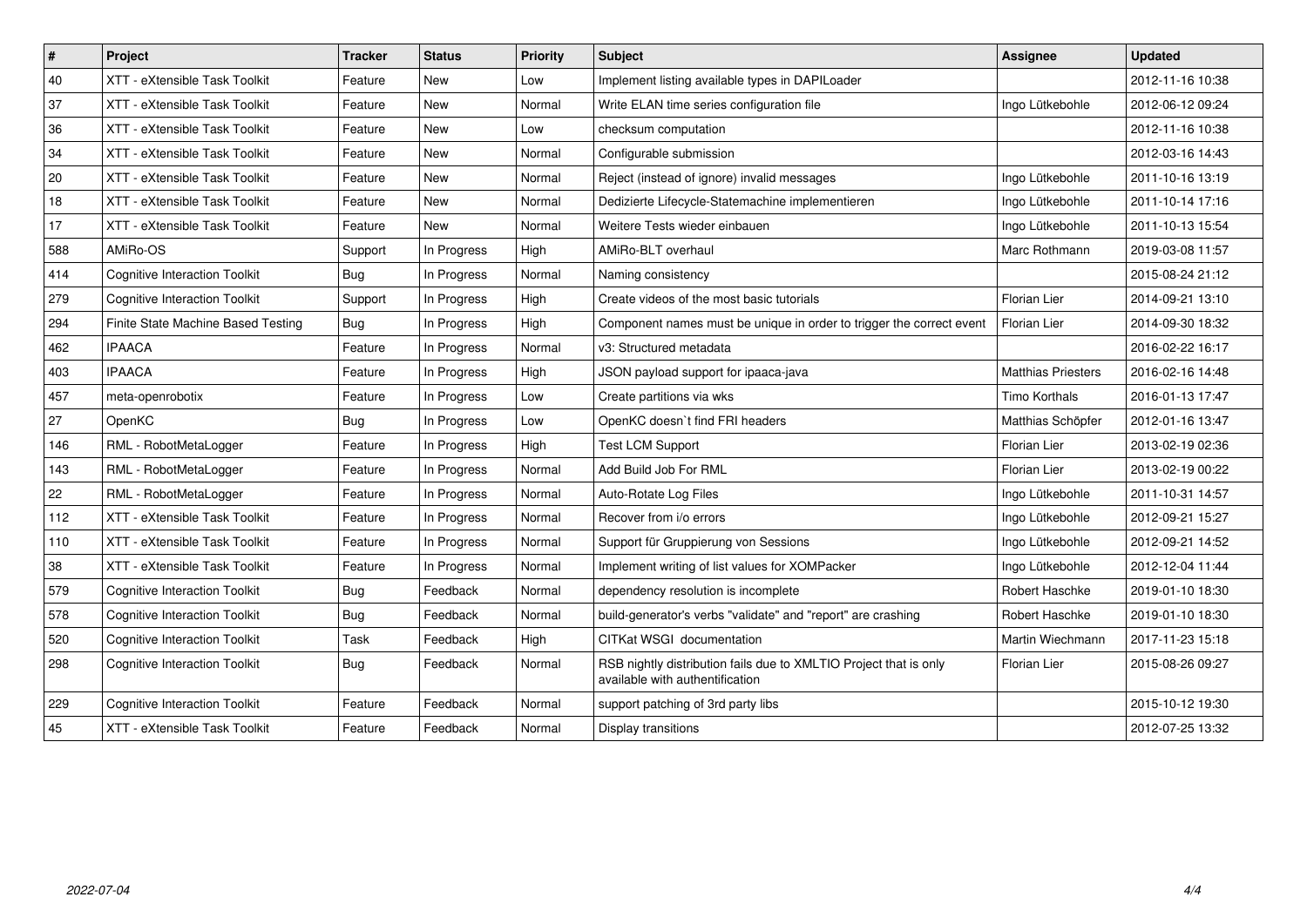| # | Project | Tracker | Status | Priority | Subject | Assignee | Updated |
|---|---|---|---|---|---|---|---|
| 40 | XTT - eXtensible Task Toolkit | Feature | New | Low | Implement listing available types in DAPILoader | | 2012-11-16 10:38 |
| 37 | XTT - eXtensible Task Toolkit | Feature | New | Normal | Write ELAN time series configuration file | Ingo Lütkebohle | 2012-06-12 09:24 |
| 36 | XTT - eXtensible Task Toolkit | Feature | New | Low | checksum computation | | 2012-11-16 10:38 |
| 34 | XTT - eXtensible Task Toolkit | Feature | New | Normal | Configurable submission | | 2012-03-16 14:43 |
| 20 | XTT - eXtensible Task Toolkit | Feature | New | Normal | Reject (instead of ignore) invalid messages | Ingo Lütkebohle | 2011-10-16 13:19 |
| 18 | XTT - eXtensible Task Toolkit | Feature | New | Normal | Dedizierte Lifecycle-Statemachine implementieren | Ingo Lütkebohle | 2011-10-14 17:16 |
| 17 | XTT - eXtensible Task Toolkit | Feature | New | Normal | Weitere Tests wieder einbauen | Ingo Lütkebohle | 2011-10-13 15:54 |
| 588 | AMiRo-OS | Support | In Progress | High | AMiRo-BLT overhaul | Marc Rothmann | 2019-03-08 11:57 |
| 414 | Cognitive Interaction Toolkit | Bug | In Progress | Normal | Naming consistency | | 2015-08-24 21:12 |
| 279 | Cognitive Interaction Toolkit | Support | In Progress | High | Create videos of the most basic tutorials | Florian Lier | 2014-09-21 13:10 |
| 294 | Finite State Machine Based Testing | Bug | In Progress | High | Component names must be unique in order to trigger the correct event | Florian Lier | 2014-09-30 18:32 |
| 462 | IPAACA | Feature | In Progress | Normal | v3: Structured metadata | | 2016-02-22 16:17 |
| 403 | IPAACA | Feature | In Progress | High | JSON payload support for ipaaca-java | Matthias Priesters | 2016-02-16 14:48 |
| 457 | meta-openrobotix | Feature | In Progress | Low | Create partitions via wks | Timo Korthals | 2016-01-13 17:47 |
| 27 | OpenKC | Bug | In Progress | Low | OpenKC doesn`t find FRI headers | Matthias Schöpfer | 2012-01-16 13:47 |
| 146 | RML - RobotMetaLogger | Feature | In Progress | High | Test LCM Support | Florian Lier | 2013-02-19 02:36 |
| 143 | RML - RobotMetaLogger | Feature | In Progress | Normal | Add Build Job For RML | Florian Lier | 2013-02-19 00:22 |
| 22 | RML - RobotMetaLogger | Feature | In Progress | Normal | Auto-Rotate Log Files | Ingo Lütkebohle | 2011-10-31 14:57 |
| 112 | XTT - eXtensible Task Toolkit | Feature | In Progress | Normal | Recover from i/o errors | Ingo Lütkebohle | 2012-09-21 15:27 |
| 110 | XTT - eXtensible Task Toolkit | Feature | In Progress | Normal | Support für Gruppierung von Sessions | Ingo Lütkebohle | 2012-09-21 14:52 |
| 38 | XTT - eXtensible Task Toolkit | Feature | In Progress | Normal | Implement writing of list values for XOMPacker | Ingo Lütkebohle | 2012-12-04 11:44 |
| 579 | Cognitive Interaction Toolkit | Bug | Feedback | Normal | dependency resolution is incomplete | Robert Haschke | 2019-01-10 18:30 |
| 578 | Cognitive Interaction Toolkit | Bug | Feedback | Normal | build-generator's verbs "validate" and "report" are crashing | Robert Haschke | 2019-01-10 18:30 |
| 520 | Cognitive Interaction Toolkit | Task | Feedback | High | CITKat WSGI documentation | Martin Wiechmann | 2017-11-23 15:18 |
| 298 | Cognitive Interaction Toolkit | Bug | Feedback | Normal | RSB nightly distribution fails due to XMLTIO Project that is only available with authentification | Florian Lier | 2015-08-26 09:27 |
| 229 | Cognitive Interaction Toolkit | Feature | Feedback | Normal | support patching of 3rd party libs | | 2015-10-12 19:30 |
| 45 | XTT - eXtensible Task Toolkit | Feature | Feedback | Normal | Display transitions | | 2012-07-25 13:32 |